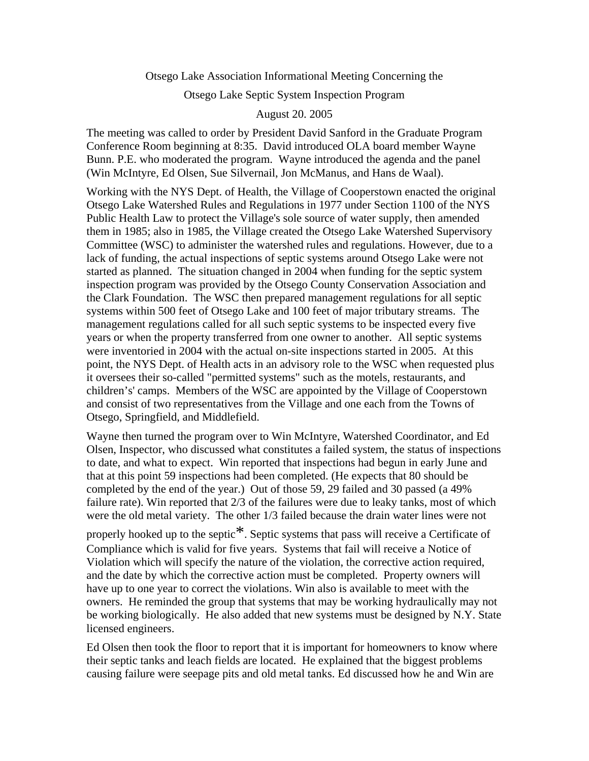Otsego Lake Association Informational Meeting Concerning the

Otsego Lake Septic System Inspection Program

August 20. 2005

The meeting was called to order by President David Sanford in the Graduate Program Conference Room beginning at 8:35. David introduced OLA board member Wayne Bunn. P.E. who moderated the program. Wayne introduced the agenda and the panel (Win McIntyre, Ed Olsen, Sue Silvernail, Jon McManus, and Hans de Waal).

Working with the NYS Dept. of Health, the Village of Cooperstown enacted the original Otsego Lake Watershed Rules and Regulations in 1977 under Section 1100 of the NYS Public Health Law to protect the Village's sole source of water supply, then amended them in 1985; also in 1985, the Village created the Otsego Lake Watershed Supervisory Committee (WSC) to administer the watershed rules and regulations. However, due to a lack of funding, the actual inspections of septic systems around Otsego Lake were not started as planned. The situation changed in 2004 when funding for the septic system inspection program was provided by the Otsego County Conservation Association and the Clark Foundation. The WSC then prepared management regulations for all septic systems within 500 feet of Otsego Lake and 100 feet of major tributary streams. The management regulations called for all such septic systems to be inspected every five years or when the property transferred from one owner to another. All septic systems were inventoried in 2004 with the actual on-site inspections started in 2005. At this point, the NYS Dept. of Health acts in an advisory role to the WSC when requested plus it oversees their so-called "permitted systems" such as the motels, restaurants, and children's' camps. Members of the WSC are appointed by the Village of Cooperstown and consist of two representatives from the Village and one each from the Towns of Otsego, Springfield, and Middlefield.

Wayne then turned the program over to Win McIntyre, Watershed Coordinator, and Ed Olsen, Inspector, who discussed what constitutes a failed system, the status of inspections to date, and what to expect. Win reported that inspections had begun in early June and that at this point 59 inspections had been completed. (He expects that 80 should be completed by the end of the year.) Out of those 59, 29 failed and 30 passed (a 49% failure rate). Win reported that 2/3 of the failures were due to leaky tanks, most of which were the old metal variety. The other 1/3 failed because the drain water lines were not properly hooked up to the septic*. Septic systems that pass will receive a Certificate of Compliance which is valid for five years. Systems that fail will receive a Notice of Violation which will specify the nature of the violation, the corrective action required, and the date by which the corrective action must be completed. Property owners will have up to one year to correct the violations. Win also is available to meet with the owners. He reminded the group that systems that may be working hydraulically may not be working biologically. He also added that new systems must be designed by N.Y. State licensed engineers.

Ed Olsen then took the floor to report that it is important for homeowners to know where their septic tanks and leach fields are located. He explained that the biggest problems causing failure were seepage pits and old metal tanks. Ed discussed how he and Win are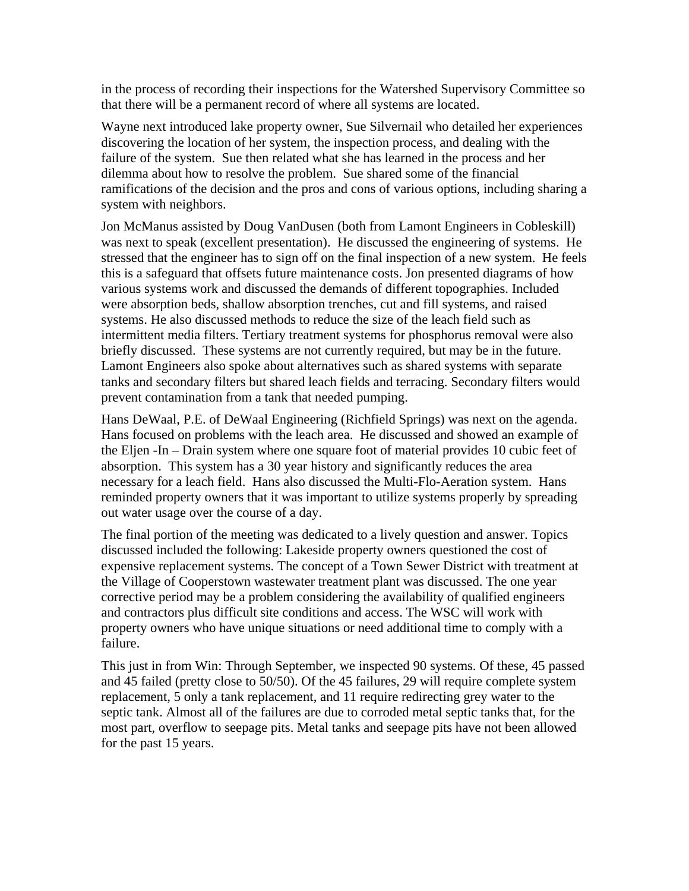in the process of recording their inspections for the Watershed Supervisory Committee so that there will be a permanent record of where all systems are located.

Wayne next introduced lake property owner, Sue Silvernail who detailed her experiences discovering the location of her system, the inspection process, and dealing with the failure of the system. Sue then related what she has learned in the process and her dilemma about how to resolve the problem. Sue shared some of the financial ramifications of the decision and the pros and cons of various options, including sharing a system with neighbors.

Jon McManus assisted by Doug VanDusen (both from Lamont Engineers in Cobleskill) was next to speak (excellent presentation). He discussed the engineering of systems. He stressed that the engineer has to sign off on the final inspection of a new system. He feels this is a safeguard that offsets future maintenance costs. Jon presented diagrams of how various systems work and discussed the demands of different topographies. Included were absorption beds, shallow absorption trenches, cut and fill systems, and raised systems. He also discussed methods to reduce the size of the leach field such as intermittent media filters. Tertiary treatment systems for phosphorus removal were also briefly discussed. These systems are not currently required, but may be in the future. Lamont Engineers also spoke about alternatives such as shared systems with separate tanks and secondary filters but shared leach fields and terracing. Secondary filters would prevent contamination from a tank that needed pumping.

Hans DeWaal, P.E. of DeWaal Engineering (Richfield Springs) was next on the agenda. Hans focused on problems with the leach area. He discussed and showed an example of the Eljen -In – Drain system where one square foot of material provides 10 cubic feet of absorption. This system has a 30 year history and significantly reduces the area necessary for a leach field. Hans also discussed the Multi-Flo-Aeration system. Hans reminded property owners that it was important to utilize systems properly by spreading out water usage over the course of a day.

The final portion of the meeting was dedicated to a lively question and answer. Topics discussed included the following: Lakeside property owners questioned the cost of expensive replacement systems. The concept of a Town Sewer District with treatment at the Village of Cooperstown wastewater treatment plant was discussed. The one year corrective period may be a problem considering the availability of qualified engineers and contractors plus difficult site conditions and access. The WSC will work with property owners who have unique situations or need additional time to comply with a failure.

This just in from Win: Through September, we inspected 90 systems. Of these, 45 passed and 45 failed (pretty close to 50/50). Of the 45 failures, 29 will require complete system replacement, 5 only a tank replacement, and 11 require redirecting grey water to the septic tank. Almost all of the failures are due to corroded metal septic tanks that, for the most part, overflow to seepage pits. Metal tanks and seepage pits have not been allowed for the past 15 years.